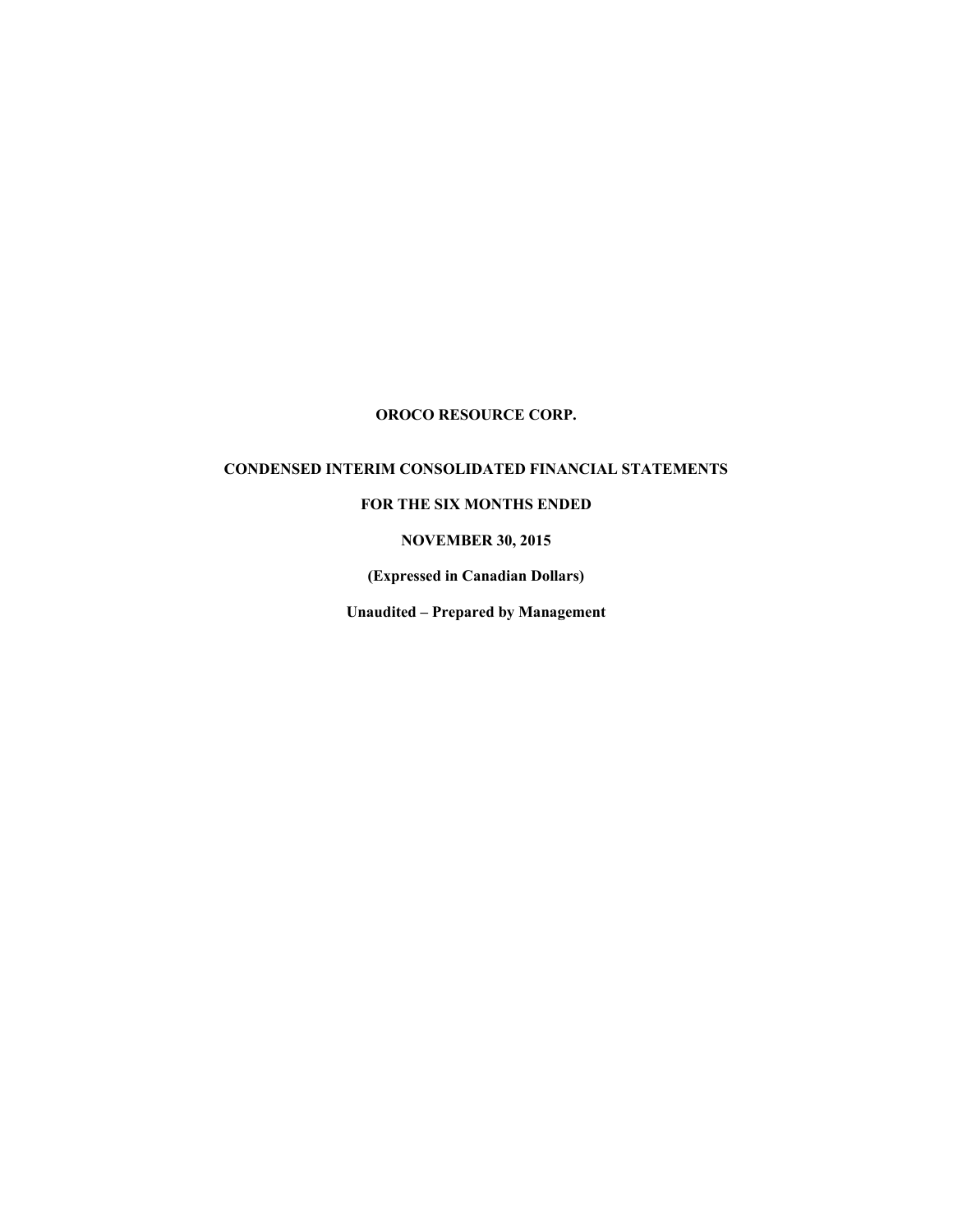# OROCO RESOURCE CORP.

## CONDENSED INTERIM CONSOLIDATED FINANCIAL STATEMENTS

## FOR THE SIX MONTHS ENDED

## NOVEMBER 30, 2015

**(Expressed in Canadian Dollars)**

**Unaudited – Prepared by Management**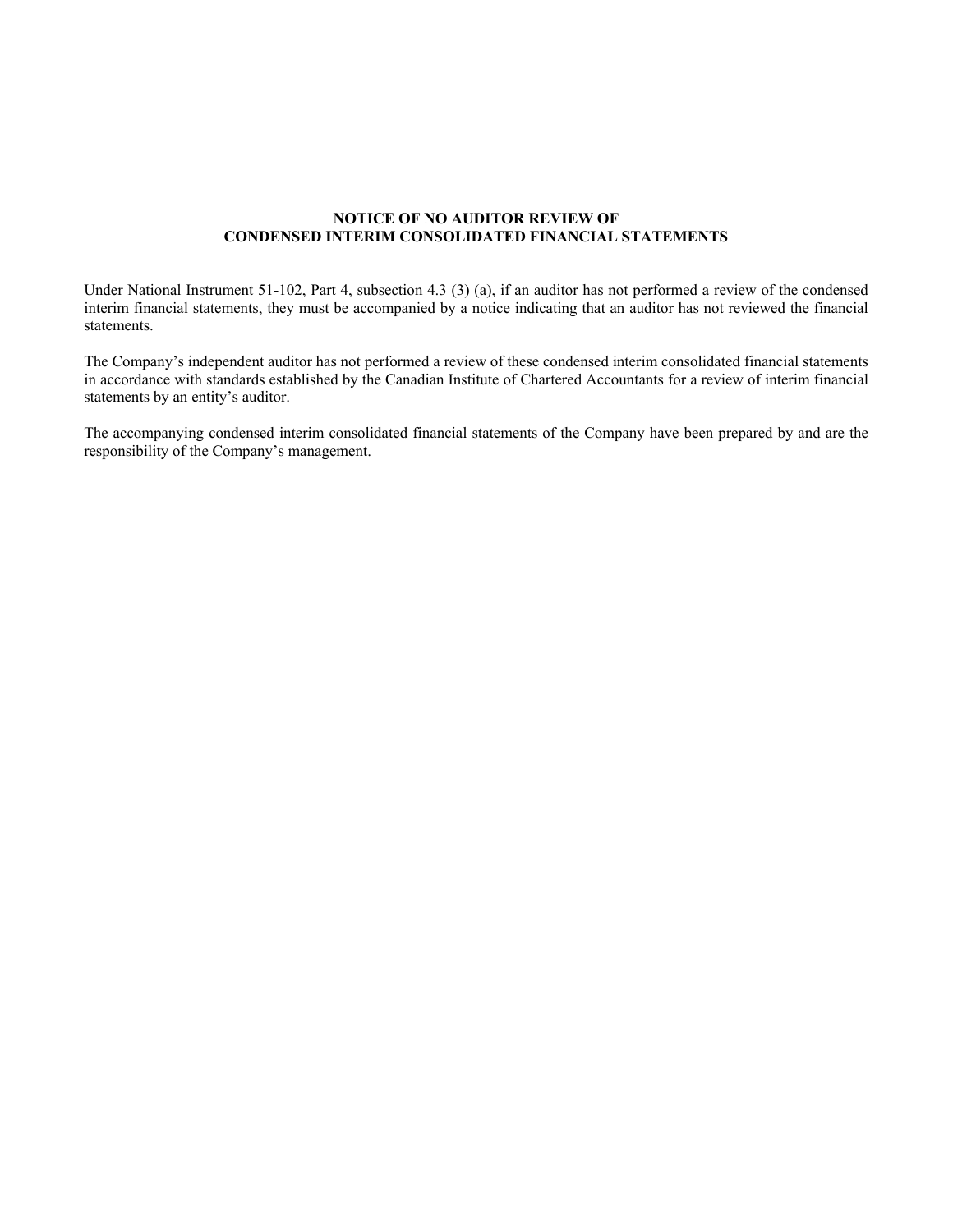# NOTICE OF NO AUDITOR REVIEW OF CONDENSED INTERIM CONSOLIDATED FINANCIAL STATEMENTS

Under National Instrument 51-102, Part 4, subsection 4.3 (3) (a), if an auditor has not performed a review of the condensed interim financial statements, they must be accompanied by a notice indicating that an auditor has not reviewed the financial statements.

The Company's independent auditor has not performed a review of these condensed interim consolidated financial statements in accordance with standards established by the Canadian Institute of Chartered Accountants for a review of interim financial statements by an entity's auditor.

The accompanying condensed interim consolidated financial statements of the Company have been prepared by and are the responsibility of the Company's management.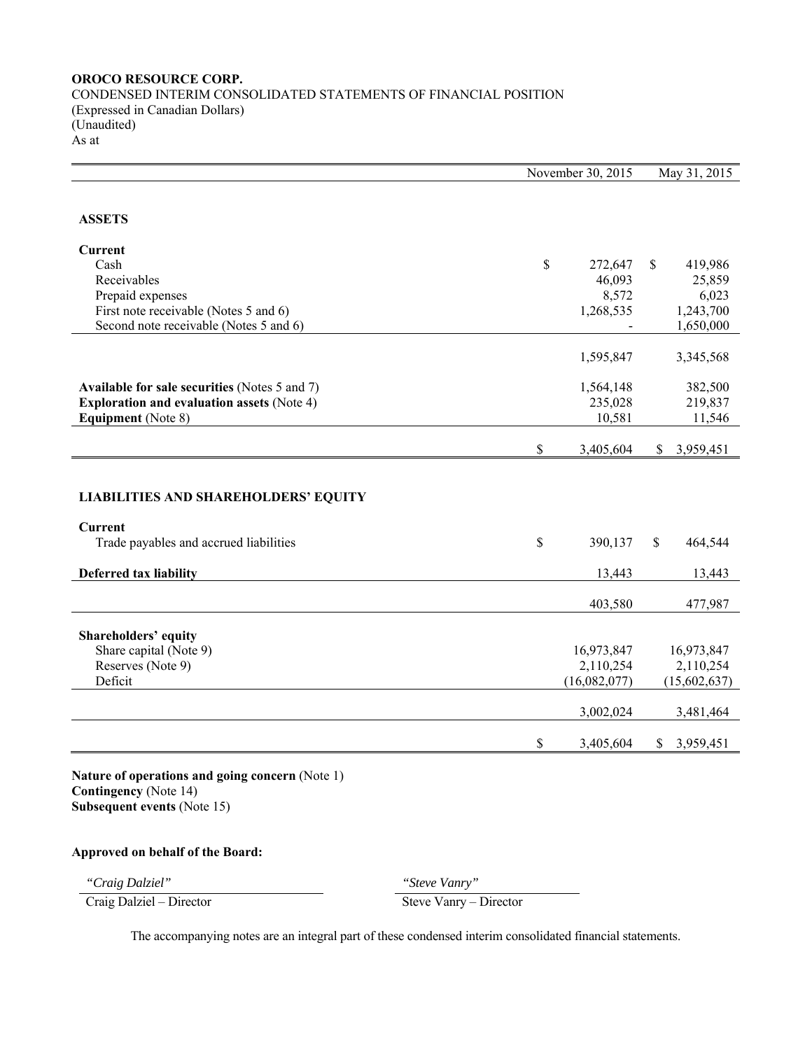**OROCO RESOURCE CORP.**
CONDENSED INTERIM CONSOLIDATED STATEMENTS OF FINANCIAL POSITION
(Expressed in Canadian Dollars)
(Unaudited)
As at

| | November 30, 2015 | May 31, 2015 |
|---|---|---|
| **ASSETS** | | |
| **Current** | | |
| Cash | $ 272,647 | $ 419,986 |
| Receivables | 46,093 | 25,859 |
| Prepaid expenses | 8,572 | 6,023 |
| First note receivable (Notes 5 and 6) | 1,268,535 | 1,243,700 |
| Second note receivable (Notes 5 and 6) | - | 1,650,000 |
| | 1,595,847 | 3,345,568 |
| **Available for sale securities** (Notes 5 and 7) | 1,564,148 | 382,500 |
| **Exploration and evaluation assets** (Note 4) | 235,028 | 219,837 |
| **Equipment** (Note 8) | 10,581 | 11,546 |
| | $ 3,405,604 | $ 3,959,451 |
| **LIABILITIES AND SHAREHOLDERS' EQUITY** | | |
| **Current** | | |
| Trade payables and accrued liabilities | $ 390,137 | $ 464,544 |
| **Deferred tax liability** | 13,443 | 13,443 |
| | 403,580 | 477,987 |
| **Shareholders' equity** | | |
| Share capital (Note 9) | 16,973,847 | 16,973,847 |
| Reserves (Note 9) | 2,110,254 | 2,110,254 |
| Deficit | (16,082,077) | (15,602,637) |
| | 3,002,024 | 3,481,464 |
| | $ 3,405,604 | $ 3,959,451 |

**Nature of operations and going concern** (Note 1)
**Contingency** (Note 14)
**Subsequent events** (Note 15)

**Approved on behalf of the Board:**

| | |
|---|---|
| *"Craig Dalziel"* | *"Steve Vanry"* |
| Craig Dalziel – Director | Steve Vanry – Director |

The accompanying notes are an integral part of these condensed interim consolidated financial statements.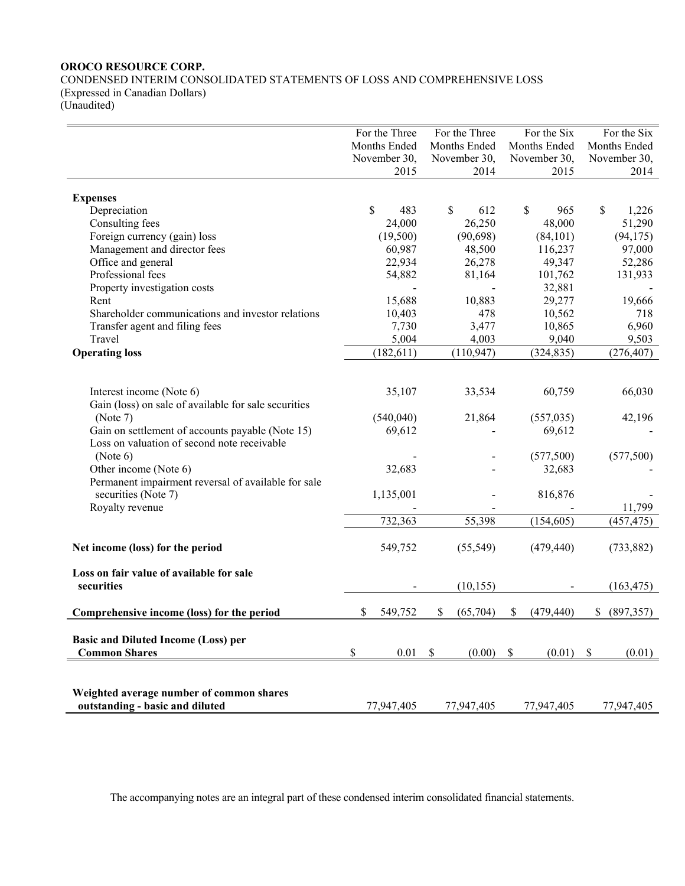**OROCO RESOURCE CORP.**

CONDENSED INTERIM CONSOLIDATED STATEMENTS OF LOSS AND COMPREHENSIVE LOSS
(Expressed in Canadian Dollars)
(Unaudited)

| | For the Three Months Ended November 30, 2015 | For the Three Months Ended November 30, 2014 | For the Six Months Ended November 30, 2015 | For the Six Months Ended November 30, 2014 |
|---|---|---|---|---|
| **Expenses** | | | | |
| Depreciation | $ 483 | $ 612 | $ 965 | $ 1,226 |
| Consulting fees | 24,000 | 26,250 | 48,000 | 51,290 |
| Foreign currency (gain) loss | (19,500) | (90,698) | (84,101) | (94,175) |
| Management and director fees | 60,987 | 48,500 | 116,237 | 97,000 |
| Office and general | 22,934 | 26,278 | 49,347 | 52,286 |
| Professional fees | 54,882 | 81,164 | 101,762 | 131,933 |
| Property investigation costs | - | - | 32,881 | - |
| Rent | 15,688 | 10,883 | 29,277 | 19,666 |
| Shareholder communications and investor relations | 10,403 | 478 | 10,562 | 718 |
| Transfer agent and filing fees | 7,730 | 3,477 | 10,865 | 6,960 |
| Travel | 5,004 | 4,003 | 9,040 | 9,503 |
| **Operating loss** | (182,611) | (110,947) | (324,835) | (276,407) |
| | | | | |
| Interest income (Note 6) | 35,107 | 33,534 | 60,759 | 66,030 |
| Gain (loss) on sale of available for sale securities (Note 7) | (540,040) | 21,864 | (557,035) | 42,196 |
| Gain on settlement of accounts payable (Note 15) | 69,612 | - | 69,612 | - |
| Loss on valuation of second note receivable (Note 6) | - | - | (577,500) | (577,500) |
| Other income (Note 6) | 32,683 | - | 32,683 | - |
| Permanent impairment reversal of available for sale securities (Note 7) | 1,135,001 | - | 816,876 | - |
| Royalty revenue | - | - | - | 11,799 |
| | 732,363 | 55,398 | (154,605) | (457,475) |
| | | | | |
| **Net income (loss) for the period** | 549,752 | (55,549) | (479,440) | (733,882) |
| | | | | |
| **Loss on fair value of available for sale securities** | - | (10,155) | - | (163,475) |
| | | | | |
| **Comprehensive income (loss) for the period** | $ 549,752 | $ (65,704) | $ (479,440) | $ (897,357) |
| | | | | |
| **Basic and Diluted Income (Loss) per Common Shares** | $ 0.01 | $ (0.00) | $ (0.01) | $ (0.01) |
| | | | | |
| **Weighted average number of common shares outstanding - basic and diluted** | 77,947,405 | 77,947,405 | 77,947,405 | 77,947,405 |

The accompanying notes are an integral part of these condensed interim consolidated financial statements.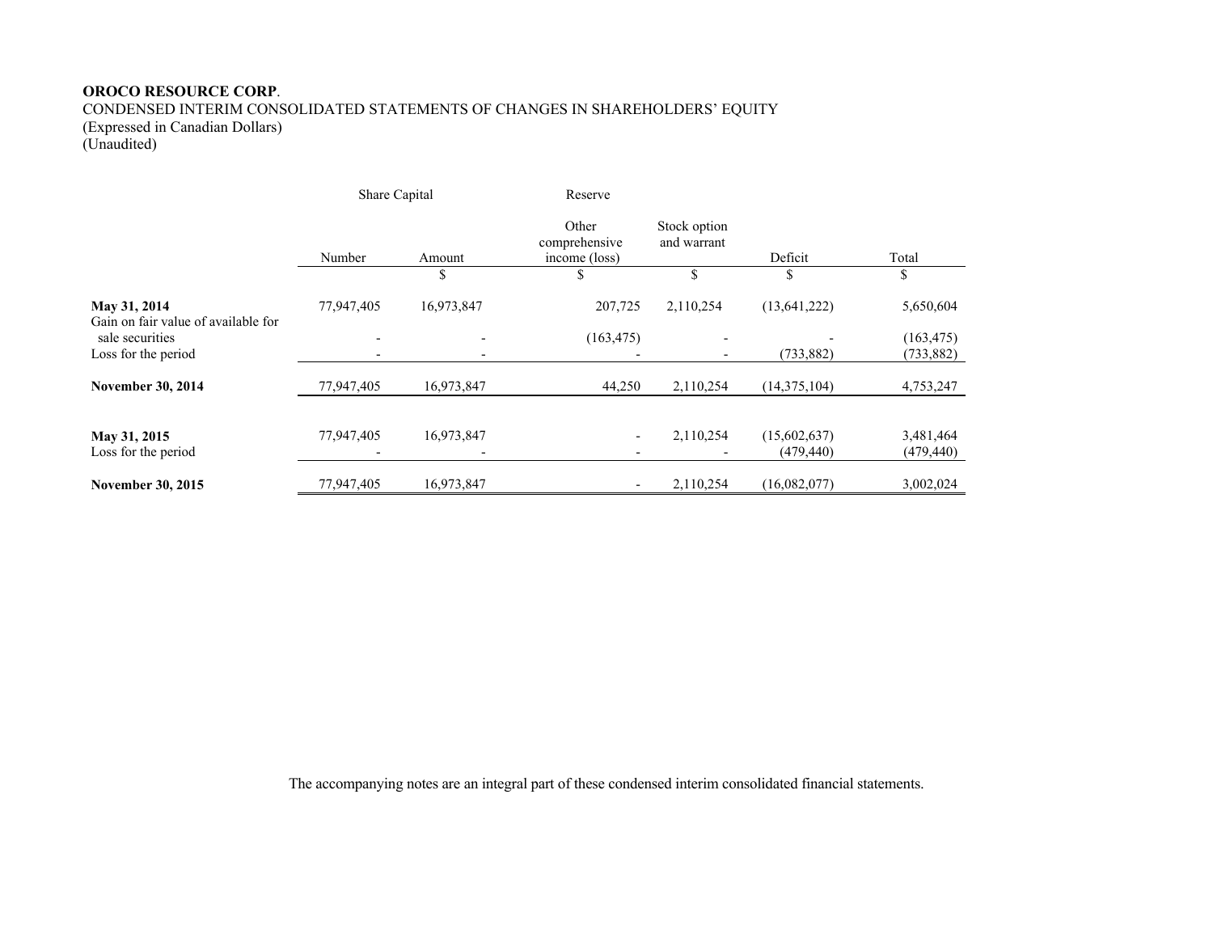**OROCO RESOURCE CORP**.
CONDENSED INTERIM CONSOLIDATED STATEMENTS OF CHANGES IN SHAREHOLDERS' EQUITY
(Expressed in Canadian Dollars)
(Unaudited)

| | Share Capital | | Reserve | | | |
|---|---|---|---|---|---|---|
| | Number | Amount | Other comprehensive income (loss) | Stock option and warrant | Deficit | Total |
| | | $ | $ | $ | $ | $ |
| **May 31, 2014** | 77,947,405 | 16,973,847 | 207,725 | 2,110,254 | (13,641,222) | 5,650,604 |
| Gain on fair value of available for sale securities | - | - | (163,475) | - | - | (163,475) |
| Loss for the period | - | - | - | - | (733,882) | (733,882) |
| **November 30, 2014** | 77,947,405 | 16,973,847 | 44,250 | 2,110,254 | (14,375,104) | 4,753,247 |
| | | | | | | |
| **May 31, 2015** | 77,947,405 | 16,973,847 | - | 2,110,254 | (15,602,637) | 3,481,464 |
| Loss for the period | - | - | - | - | (479,440) | (479,440) |
| **November 30, 2015** | 77,947,405 | 16,973,847 | - | 2,110,254 | (16,082,077) | 3,002,024 |

The accompanying notes are an integral part of these condensed interim consolidated financial statements.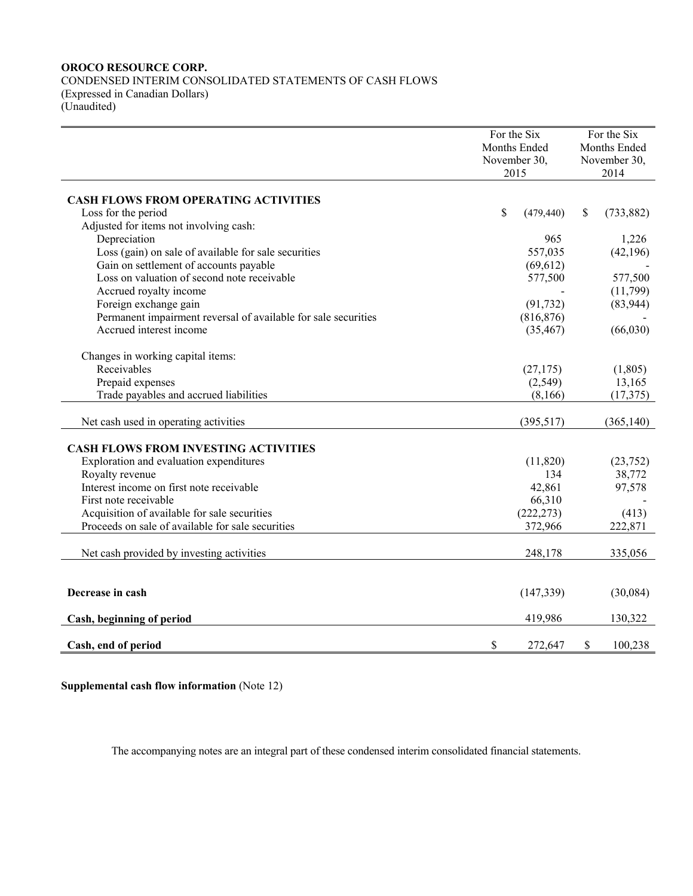**OROCO RESOURCE CORP.**
CONDENSED INTERIM CONSOLIDATED STATEMENTS OF CASH FLOWS
(Expressed in Canadian Dollars)
(Unaudited)

| | For the Six Months Ended November 30, 2015 | For the Six Months Ended November 30, 2014 |
|---|---|---|
| **CASH FLOWS FROM OPERATING ACTIVITIES** | | |
| Loss for the period | $ (479,440) | $ (733,882) |
| Adjusted for items not involving cash: | | |
| Depreciation | 965 | 1,226 |
| Loss (gain) on sale of available for sale securities | 557,035 | (42,196) |
| Gain on settlement of accounts payable | (69,612) | - |
| Loss on valuation of second note receivable | 577,500 | 577,500 |
| Accrued royalty income | - | (11,799) |
| Foreign exchange gain | (91,732) | (83,944) |
| Permanent impairment reversal of available for sale securities | (816,876) | - |
| Accrued interest income | (35,467) | (66,030) |
| Changes in working capital items: | | |
| Receivables | (27,175) | (1,805) |
| Prepaid expenses | (2,549) | 13,165 |
| Trade payables and accrued liabilities | (8,166) | (17,375) |
| Net cash used in operating activities | (395,517) | (365,140) |
| **CASH FLOWS FROM INVESTING ACTIVITIES** | | |
| Exploration and evaluation expenditures | (11,820) | (23,752) |
| Royalty revenue | 134 | 38,772 |
| Interest income on first note receivable | 42,861 | 97,578 |
| First note receivable | 66,310 | - |
| Acquisition of available for sale securities | (222,273) | (413) |
| Proceeds on sale of available for sale securities | 372,966 | 222,871 |
| Net cash provided by investing activities | 248,178 | 335,056 |
| **Decrease in cash** | (147,339) | (30,084) |
| **Cash, beginning of period** | 419,986 | 130,322 |
| **Cash, end of period** | $ 272,647 | $ 100,238 |

**Supplemental cash flow information** (Note 12)

The accompanying notes are an integral part of these condensed interim consolidated financial statements.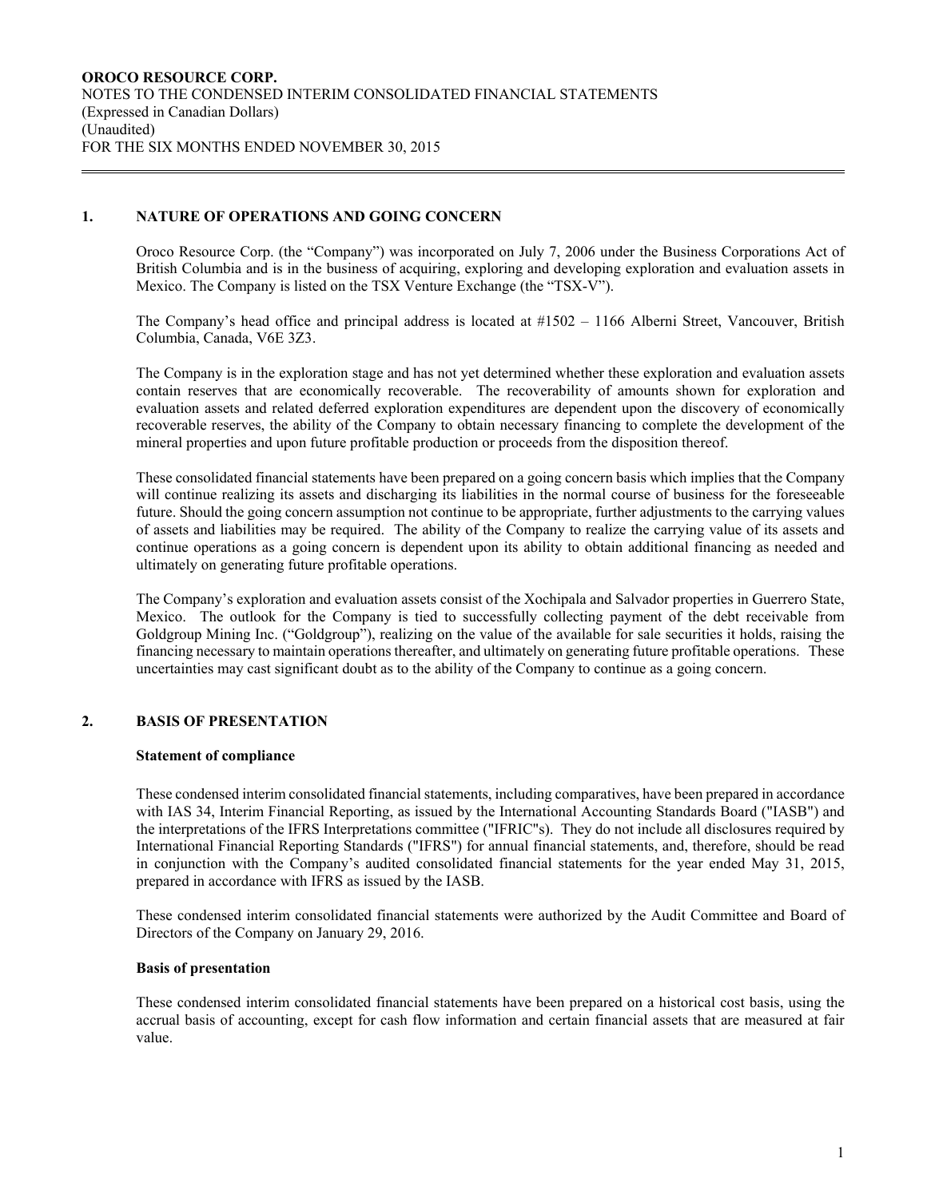**OROCO RESOURCE CORP.**
NOTES TO THE CONDENSED INTERIM CONSOLIDATED FINANCIAL STATEMENTS
(Expressed in Canadian Dollars)
(Unaudited)
FOR THE SIX MONTHS ENDED NOVEMBER 30, 2015

## 1. NATURE OF OPERATIONS AND GOING CONCERN

Oroco Resource Corp. (the "Company") was incorporated on July 7, 2006 under the Business Corporations Act of British Columbia and is in the business of acquiring, exploring and developing exploration and evaluation assets in Mexico. The Company is listed on the TSX Venture Exchange (the "TSX-V").

The Company's head office and principal address is located at #1502 – 1166 Alberni Street, Vancouver, British Columbia, Canada, V6E 3Z3.

The Company is in the exploration stage and has not yet determined whether these exploration and evaluation assets contain reserves that are economically recoverable. The recoverability of amounts shown for exploration and evaluation assets and related deferred exploration expenditures are dependent upon the discovery of economically recoverable reserves, the ability of the Company to obtain necessary financing to complete the development of the mineral properties and upon future profitable production or proceeds from the disposition thereof.

These consolidated financial statements have been prepared on a going concern basis which implies that the Company will continue realizing its assets and discharging its liabilities in the normal course of business for the foreseeable future. Should the going concern assumption not continue to be appropriate, further adjustments to the carrying values of assets and liabilities may be required. The ability of the Company to realize the carrying value of its assets and continue operations as a going concern is dependent upon its ability to obtain additional financing as needed and ultimately on generating future profitable operations.

The Company's exploration and evaluation assets consist of the Xochipala and Salvador properties in Guerrero State, Mexico. The outlook for the Company is tied to successfully collecting payment of the debt receivable from Goldgroup Mining Inc. ("Goldgroup"), realizing on the value of the available for sale securities it holds, raising the financing necessary to maintain operations thereafter, and ultimately on generating future profitable operations. These uncertainties may cast significant doubt as to the ability of the Company to continue as a going concern.

## 2. BASIS OF PRESENTATION

### Statement of compliance

These condensed interim consolidated financial statements, including comparatives, have been prepared in accordance with IAS 34, Interim Financial Reporting, as issued by the International Accounting Standards Board ("IASB") and the interpretations of the IFRS Interpretations committee ("IFRIC"s). They do not include all disclosures required by International Financial Reporting Standards ("IFRS") for annual financial statements, and, therefore, should be read in conjunction with the Company's audited consolidated financial statements for the year ended May 31, 2015, prepared in accordance with IFRS as issued by the IASB.

These condensed interim consolidated financial statements were authorized by the Audit Committee and Board of Directors of the Company on January 29, 2016.

### Basis of presentation

These condensed interim consolidated financial statements have been prepared on a historical cost basis, using the accrual basis of accounting, except for cash flow information and certain financial assets that are measured at fair value.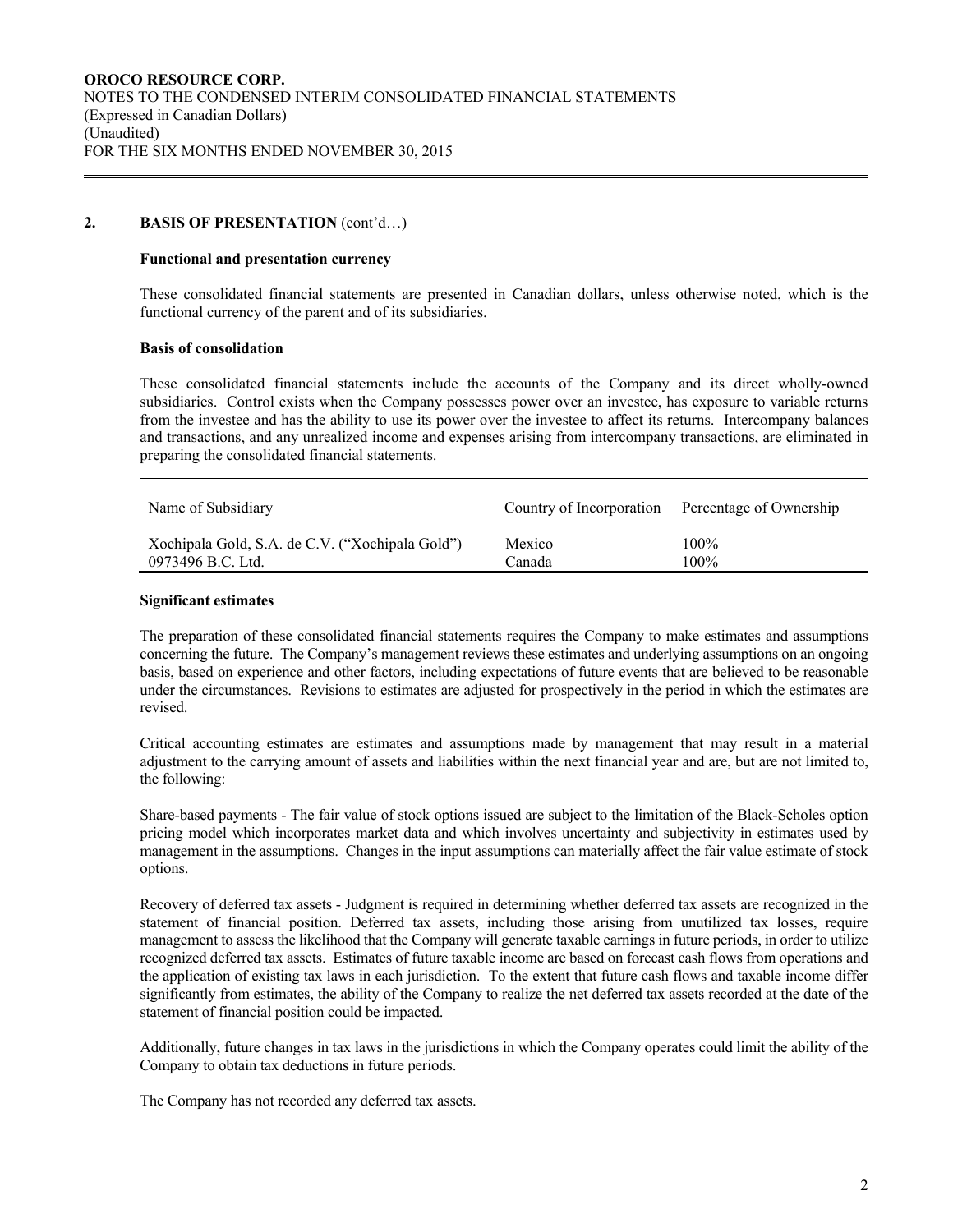## 2. BASIS OF PRESENTATION (cont'd…)

### Functional and presentation currency

These consolidated financial statements are presented in Canadian dollars, unless otherwise noted, which is the functional currency of the parent and of its subsidiaries.

### Basis of consolidation

These consolidated financial statements include the accounts of the Company and its direct wholly-owned subsidiaries. Control exists when the Company possesses power over an investee, has exposure to variable returns from the investee and has the ability to use its power over the investee to affect its returns. Intercompany balances and transactions, and any unrealized income and expenses arising from intercompany transactions, are eliminated in preparing the consolidated financial statements.

| Name of Subsidiary | Country of Incorporation | Percentage of Ownership |
|---|---|---|
| Xochipala Gold, S.A. de C.V. ("Xochipala Gold") | Mexico | 100% |
| 0973496 B.C. Ltd. | Canada | 100% |

### Significant estimates

The preparation of these consolidated financial statements requires the Company to make estimates and assumptions concerning the future. The Company's management reviews these estimates and underlying assumptions on an ongoing basis, based on experience and other factors, including expectations of future events that are believed to be reasonable under the circumstances. Revisions to estimates are adjusted for prospectively in the period in which the estimates are revised.

Critical accounting estimates are estimates and assumptions made by management that may result in a material adjustment to the carrying amount of assets and liabilities within the next financial year and are, but are not limited to, the following:

Share-based payments - The fair value of stock options issued are subject to the limitation of the Black-Scholes option pricing model which incorporates market data and which involves uncertainty and subjectivity in estimates used by management in the assumptions. Changes in the input assumptions can materially affect the fair value estimate of stock options.

Recovery of deferred tax assets - Judgment is required in determining whether deferred tax assets are recognized in the statement of financial position. Deferred tax assets, including those arising from unutilized tax losses, require management to assess the likelihood that the Company will generate taxable earnings in future periods, in order to utilize recognized deferred tax assets. Estimates of future taxable income are based on forecast cash flows from operations and the application of existing tax laws in each jurisdiction. To the extent that future cash flows and taxable income differ significantly from estimates, the ability of the Company to realize the net deferred tax assets recorded at the date of the statement of financial position could be impacted.

Additionally, future changes in tax laws in the jurisdictions in which the Company operates could limit the ability of the Company to obtain tax deductions in future periods.

The Company has not recorded any deferred tax assets.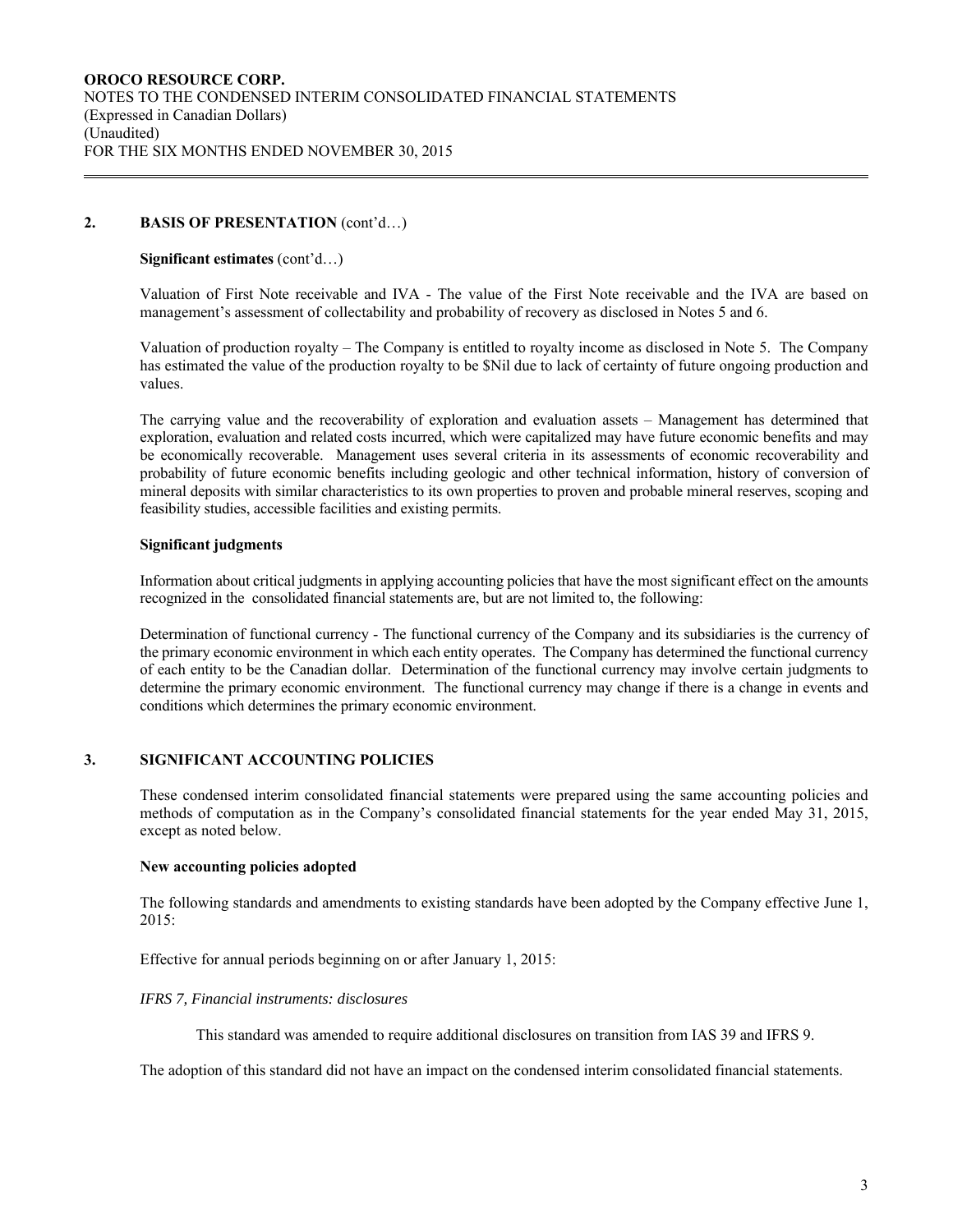## 2. BASIS OF PRESENTATION (cont'd…)

**Significant estimates** (cont'd…)

Valuation of First Note receivable and IVA - The value of the First Note receivable and the IVA are based on management's assessment of collectability and probability of recovery as disclosed in Notes 5 and 6.

Valuation of production royalty – The Company is entitled to royalty income as disclosed in Note 5. The Company has estimated the value of the production royalty to be $Nil due to lack of certainty of future ongoing production and values.

The carrying value and the recoverability of exploration and evaluation assets – Management has determined that exploration, evaluation and related costs incurred, which were capitalized may have future economic benefits and may be economically recoverable. Management uses several criteria in its assessments of economic recoverability and probability of future economic benefits including geologic and other technical information, history of conversion of mineral deposits with similar characteristics to its own properties to proven and probable mineral reserves, scoping and feasibility studies, accessible facilities and existing permits.

**Significant judgments**

Information about critical judgments in applying accounting policies that have the most significant effect on the amounts recognized in the consolidated financial statements are, but are not limited to, the following:

Determination of functional currency - The functional currency of the Company and its subsidiaries is the currency of the primary economic environment in which each entity operates. The Company has determined the functional currency of each entity to be the Canadian dollar. Determination of the functional currency may involve certain judgments to determine the primary economic environment. The functional currency may change if there is a change in events and conditions which determines the primary economic environment.

## 3. SIGNIFICANT ACCOUNTING POLICIES

These condensed interim consolidated financial statements were prepared using the same accounting policies and methods of computation as in the Company's consolidated financial statements for the year ended May 31, 2015, except as noted below.

**New accounting policies adopted**

The following standards and amendments to existing standards have been adopted by the Company effective June 1, 2015:

Effective for annual periods beginning on or after January 1, 2015:

*IFRS 7, Financial instruments: disclosures*

This standard was amended to require additional disclosures on transition from IAS 39 and IFRS 9.

The adoption of this standard did not have an impact on the condensed interim consolidated financial statements.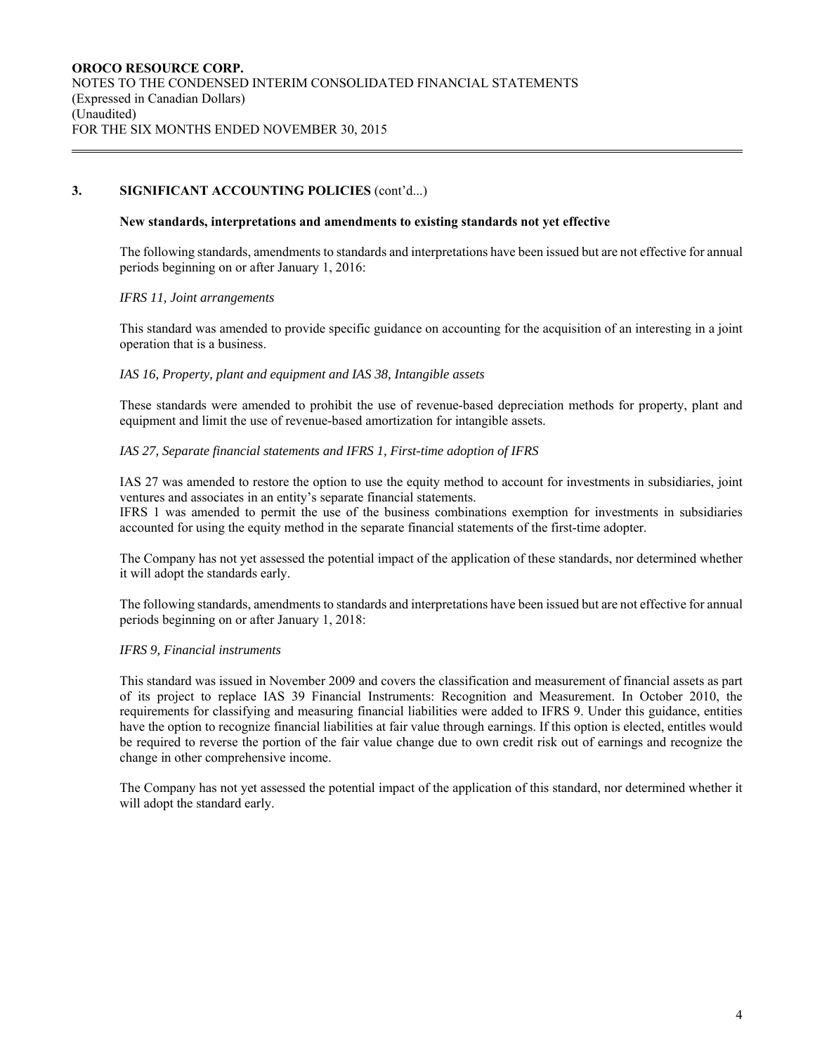## 3. SIGNIFICANT ACCOUNTING POLICIES (cont'd...)

**New standards, interpretations and amendments to existing standards not yet effective**

The following standards, amendments to standards and interpretations have been issued but are not effective for annual periods beginning on or after January 1, 2016:

*IFRS 11, Joint arrangements*

This standard was amended to provide specific guidance on accounting for the acquisition of an interesting in a joint operation that is a business.

*IAS 16, Property, plant and equipment and IAS 38, Intangible assets*

These standards were amended to prohibit the use of revenue-based depreciation methods for property, plant and equipment and limit the use of revenue-based amortization for intangible assets.

*IAS 27, Separate financial statements and IFRS 1, First-time adoption of IFRS*

IAS 27 was amended to restore the option to use the equity method to account for investments in subsidiaries, joint ventures and associates in an entity's separate financial statements.
IFRS 1 was amended to permit the use of the business combinations exemption for investments in subsidiaries accounted for using the equity method in the separate financial statements of the first-time adopter.

The Company has not yet assessed the potential impact of the application of these standards, nor determined whether it will adopt the standards early.

The following standards, amendments to standards and interpretations have been issued but are not effective for annual periods beginning on or after January 1, 2018:

*IFRS 9, Financial instruments*

This standard was issued in November 2009 and covers the classification and measurement of financial assets as part of its project to replace IAS 39 Financial Instruments: Recognition and Measurement. In October 2010, the requirements for classifying and measuring financial liabilities were added to IFRS 9. Under this guidance, entities have the option to recognize financial liabilities at fair value through earnings. If this option is elected, entitles would be required to reverse the portion of the fair value change due to own credit risk out of earnings and recognize the change in other comprehensive income.

The Company has not yet assessed the potential impact of the application of this standard, nor determined whether it will adopt the standard early.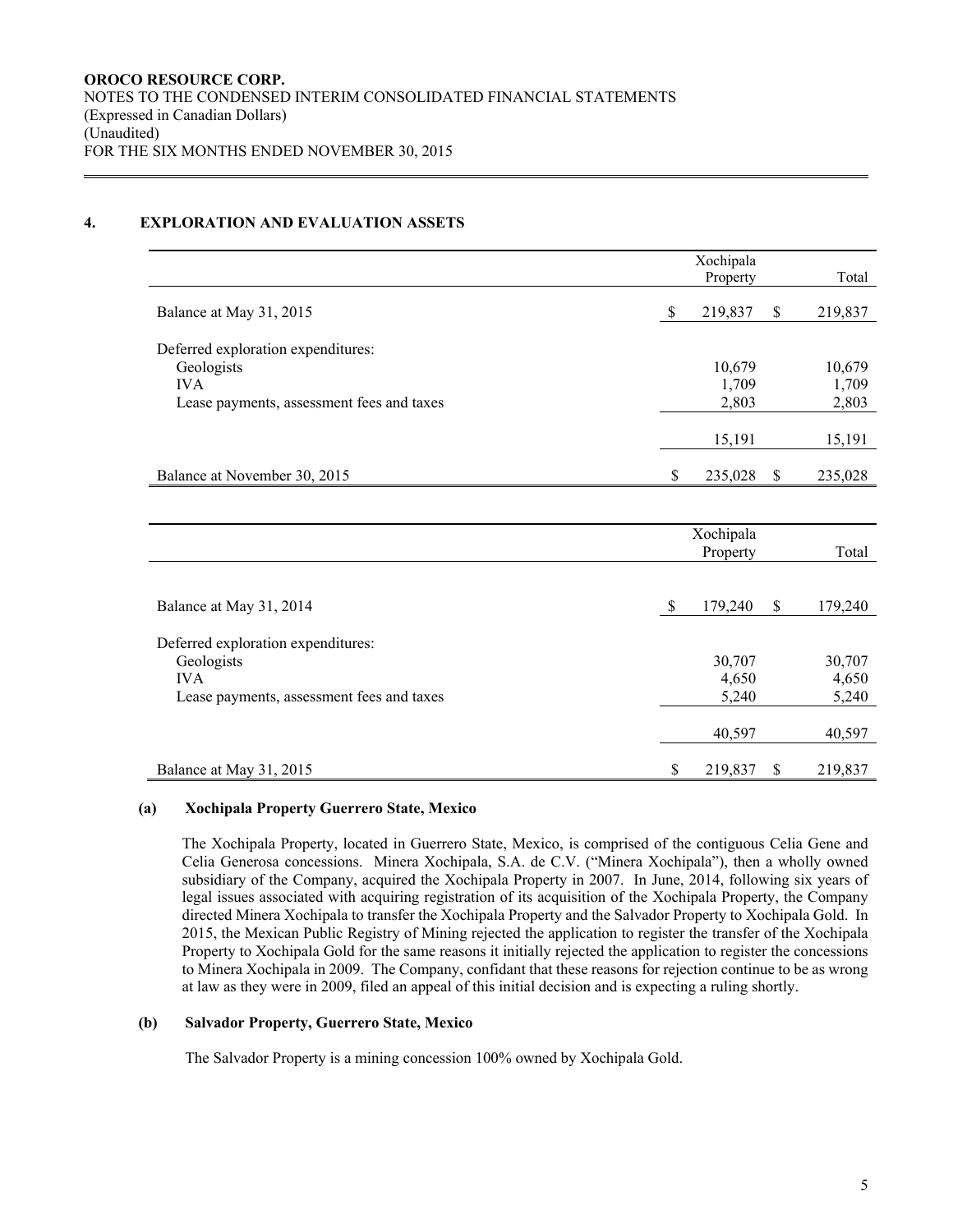## 4. EXPLORATION AND EVALUATION ASSETS

| | Xochipala Property | Total |
|---|---|---|
| Balance at May 31, 2015 | $ 219,837 | $ 219,837 |
| Deferred exploration expenditures: | | |
| Geologists | 10,679 | 10,679 |
| IVA | 1,709 | 1,709 |
| Lease payments, assessment fees and taxes | 2,803 | 2,803 |
| | 15,191 | 15,191 |
| Balance at November 30, 2015 | $ 235,028 | $ 235,028 |

| | Xochipala Property | Total |
|---|---|---|
| Balance at May 31, 2014 | $ 179,240 | $ 179,240 |
| Deferred exploration expenditures: | | |
| Geologists | 30,707 | 30,707 |
| IVA | 4,650 | 4,650 |
| Lease payments, assessment fees and taxes | 5,240 | 5,240 |
| | 40,597 | 40,597 |
| Balance at May 31, 2015 | $ 219,837 | $ 219,837 |

### (a) Xochipala Property Guerrero State, Mexico

The Xochipala Property, located in Guerrero State, Mexico, is comprised of the contiguous Celia Gene and Celia Generosa concessions. Minera Xochipala, S.A. de C.V. ("Minera Xochipala"), then a wholly owned subsidiary of the Company, acquired the Xochipala Property in 2007. In June, 2014, following six years of legal issues associated with acquiring registration of its acquisition of the Xochipala Property, the Company directed Minera Xochipala to transfer the Xochipala Property and the Salvador Property to Xochipala Gold. In 2015, the Mexican Public Registry of Mining rejected the application to register the transfer of the Xochipala Property to Xochipala Gold for the same reasons it initially rejected the application to register the concessions to Minera Xochipala in 2009. The Company, confidant that these reasons for rejection continue to be as wrong at law as they were in 2009, filed an appeal of this initial decision and is expecting a ruling shortly.

### (b) Salvador Property, Guerrero State, Mexico

The Salvador Property is a mining concession 100% owned by Xochipala Gold.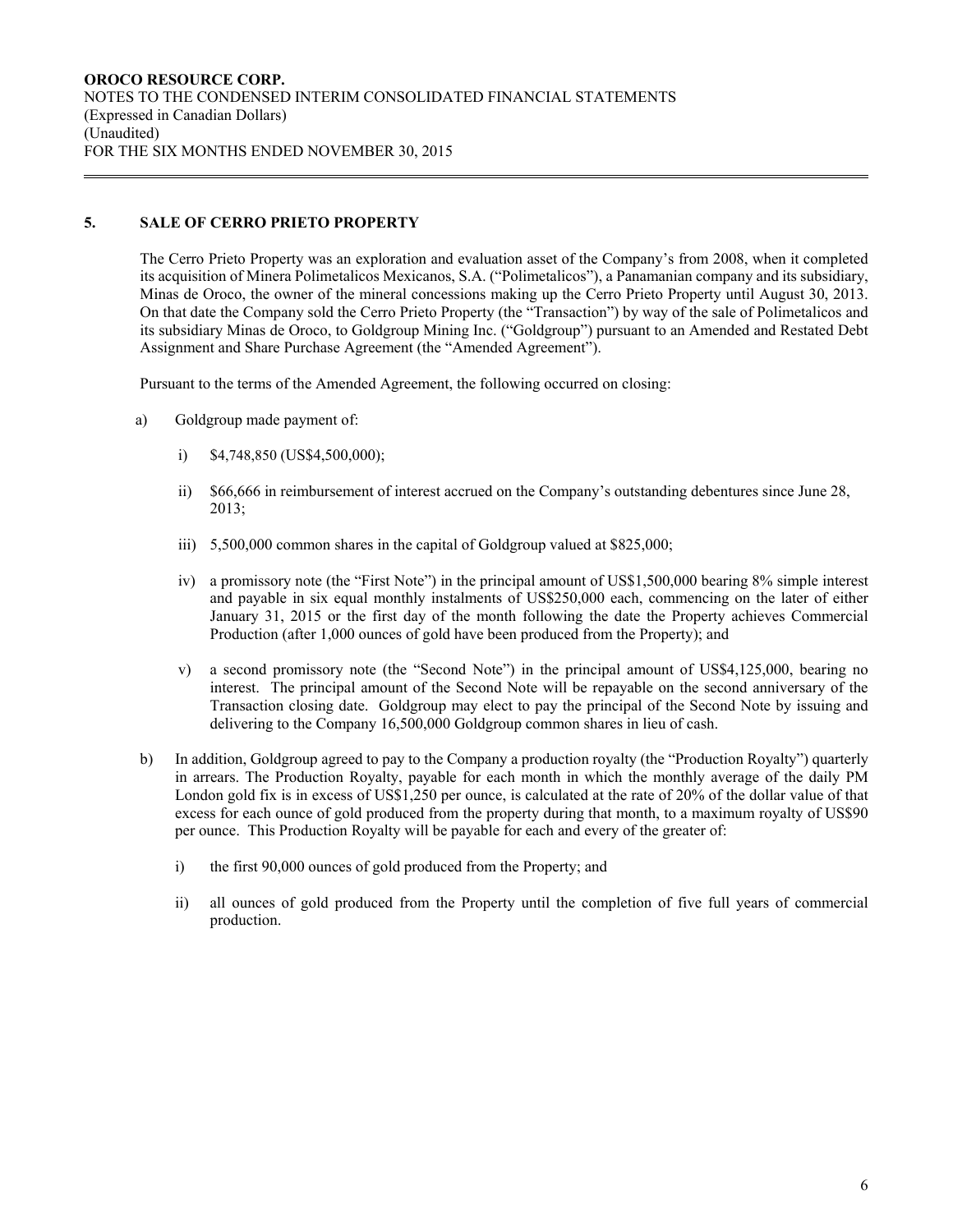## 5. SALE OF CERRO PRIETO PROPERTY

The Cerro Prieto Property was an exploration and evaluation asset of the Company's from 2008, when it completed its acquisition of Minera Polimetalicos Mexicanos, S.A. ("Polimetalicos"), a Panamanian company and its subsidiary, Minas de Oroco, the owner of the mineral concessions making up the Cerro Prieto Property until August 30, 2013. On that date the Company sold the Cerro Prieto Property (the "Transaction") by way of the sale of Polimetalicos and its subsidiary Minas de Oroco, to Goldgroup Mining Inc. ("Goldgroup") pursuant to an Amended and Restated Debt Assignment and Share Purchase Agreement (the "Amended Agreement").

Pursuant to the terms of the Amended Agreement, the following occurred on closing:

a) Goldgroup made payment of:

   i) $4,748,850 (US$4,500,000);

   ii) $66,666 in reimbursement of interest accrued on the Company's outstanding debentures since June 28, 2013;

   iii) 5,500,000 common shares in the capital of Goldgroup valued at $825,000;

   iv) a promissory note (the "First Note") in the principal amount of US$1,500,000 bearing 8% simple interest and payable in six equal monthly instalments of US$250,000 each, commencing on the later of either January 31, 2015 or the first day of the month following the date the Property achieves Commercial Production (after 1,000 ounces of gold have been produced from the Property); and

   v) a second promissory note (the "Second Note") in the principal amount of US$4,125,000, bearing no interest. The principal amount of the Second Note will be repayable on the second anniversary of the Transaction closing date. Goldgroup may elect to pay the principal of the Second Note by issuing and delivering to the Company 16,500,000 Goldgroup common shares in lieu of cash.

b) In addition, Goldgroup agreed to pay to the Company a production royalty (the "Production Royalty") quarterly in arrears. The Production Royalty, payable for each month in which the monthly average of the daily PM London gold fix is in excess of US$1,250 per ounce, is calculated at the rate of 20% of the dollar value of that excess for each ounce of gold produced from the property during that month, to a maximum royalty of US$90 per ounce. This Production Royalty will be payable for each and every of the greater of:

   i) the first 90,000 ounces of gold produced from the Property; and

   ii) all ounces of gold produced from the Property until the completion of five full years of commercial production.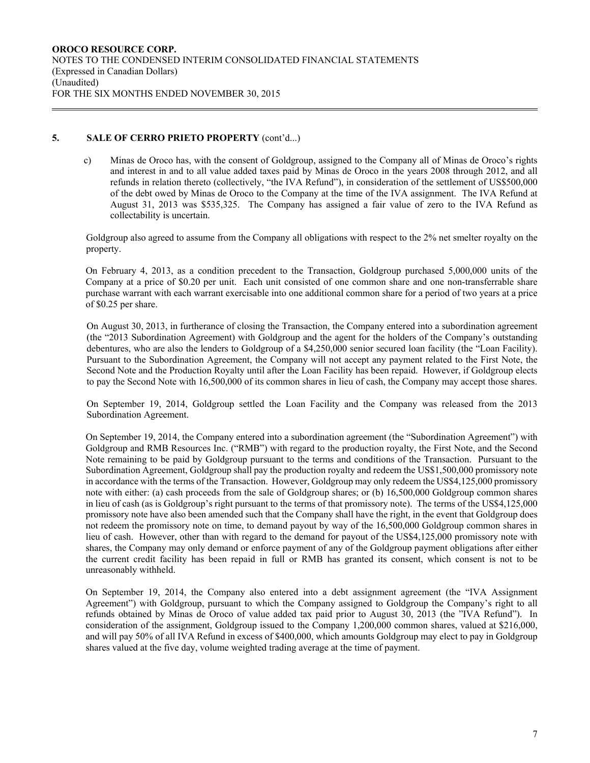## 5. SALE OF CERRO PRIETO PROPERTY (cont'd...)

c) Minas de Oroco has, with the consent of Goldgroup, assigned to the Company all of Minas de Oroco's rights and interest in and to all value added taxes paid by Minas de Oroco in the years 2008 through 2012, and all refunds in relation thereto (collectively, "the IVA Refund"), in consideration of the settlement of US$500,000 of the debt owed by Minas de Oroco to the Company at the time of the IVA assignment. The IVA Refund at August 31, 2013 was $535,325. The Company has assigned a fair value of zero to the IVA Refund as collectability is uncertain.

Goldgroup also agreed to assume from the Company all obligations with respect to the 2% net smelter royalty on the property.

On February 4, 2013, as a condition precedent to the Transaction, Goldgroup purchased 5,000,000 units of the Company at a price of $0.20 per unit. Each unit consisted of one common share and one non-transferrable share purchase warrant with each warrant exercisable into one additional common share for a period of two years at a price of $0.25 per share.

On August 30, 2013, in furtherance of closing the Transaction, the Company entered into a subordination agreement (the "2013 Subordination Agreement) with Goldgroup and the agent for the holders of the Company's outstanding debentures, who are also the lenders to Goldgroup of a $4,250,000 senior secured loan facility (the "Loan Facility). Pursuant to the Subordination Agreement, the Company will not accept any payment related to the First Note, the Second Note and the Production Royalty until after the Loan Facility has been repaid. However, if Goldgroup elects to pay the Second Note with 16,500,000 of its common shares in lieu of cash, the Company may accept those shares.

On September 19, 2014, Goldgroup settled the Loan Facility and the Company was released from the 2013 Subordination Agreement.

On September 19, 2014, the Company entered into a subordination agreement (the "Subordination Agreement") with Goldgroup and RMB Resources Inc. ("RMB") with regard to the production royalty, the First Note, and the Second Note remaining to be paid by Goldgroup pursuant to the terms and conditions of the Transaction. Pursuant to the Subordination Agreement, Goldgroup shall pay the production royalty and redeem the US$1,500,000 promissory note in accordance with the terms of the Transaction. However, Goldgroup may only redeem the US$4,125,000 promissory note with either: (a) cash proceeds from the sale of Goldgroup shares; or (b) 16,500,000 Goldgroup common shares in lieu of cash (as is Goldgroup's right pursuant to the terms of that promissory note). The terms of the US$4,125,000 promissory note have also been amended such that the Company shall have the right, in the event that Goldgroup does not redeem the promissory note on time, to demand payout by way of the 16,500,000 Goldgroup common shares in lieu of cash. However, other than with regard to the demand for payout of the US$4,125,000 promissory note with shares, the Company may only demand or enforce payment of any of the Goldgroup payment obligations after either the current credit facility has been repaid in full or RMB has granted its consent, which consent is not to be unreasonably withheld.

On September 19, 2014, the Company also entered into a debt assignment agreement (the "IVA Assignment Agreement") with Goldgroup, pursuant to which the Company assigned to Goldgroup the Company's right to all refunds obtained by Minas de Oroco of value added tax paid prior to August 30, 2013 (the "IVA Refund"). In consideration of the assignment, Goldgroup issued to the Company 1,200,000 common shares, valued at $216,000, and will pay 50% of all IVA Refund in excess of $400,000, which amounts Goldgroup may elect to pay in Goldgroup shares valued at the five day, volume weighted trading average at the time of payment.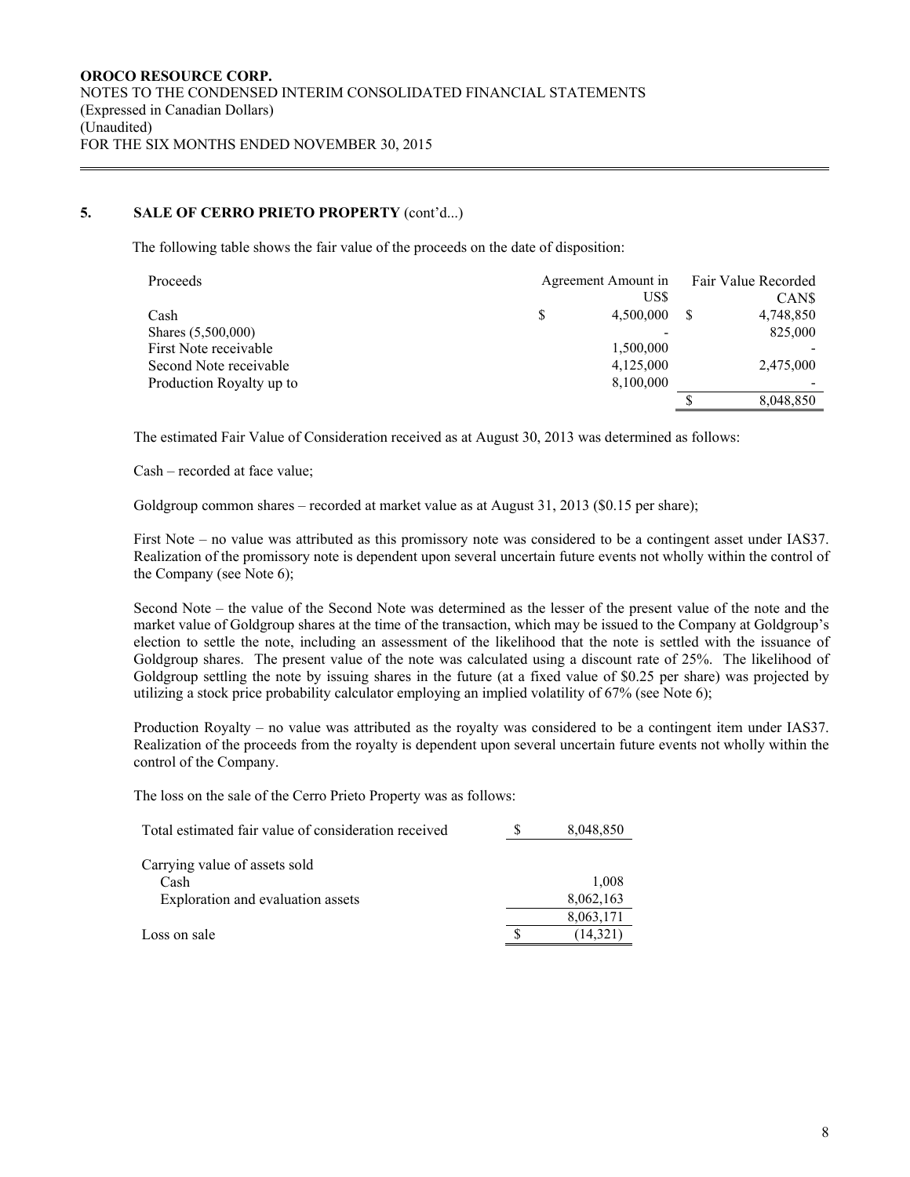### 5. SALE OF CERRO PRIETO PROPERTY (cont'd...)

The following table shows the fair value of the proceeds on the date of disposition:

| Proceeds | Agreement Amount in US$ | Fair Value Recorded CAN$ |
|---|---|---|
| Cash | $ 4,500,000 | $ 4,748,850 |
| Shares (5,500,000) | - | 825,000 |
| First Note receivable | 1,500,000 | - |
| Second Note receivable | 4,125,000 | 2,475,000 |
| Production Royalty up to | 8,100,000 | - |
| | | $ 8,048,850 |

The estimated Fair Value of Consideration received as at August 30, 2013 was determined as follows:

Cash – recorded at face value;

Goldgroup common shares – recorded at market value as at August 31, 2013 ($0.15 per share);

First Note – no value was attributed as this promissory note was considered to be a contingent asset under IAS37. Realization of the promissory note is dependent upon several uncertain future events not wholly within the control of the Company (see Note 6);

Second Note – the value of the Second Note was determined as the lesser of the present value of the note and the market value of Goldgroup shares at the time of the transaction, which may be issued to the Company at Goldgroup's election to settle the note, including an assessment of the likelihood that the note is settled with the issuance of Goldgroup shares. The present value of the note was calculated using a discount rate of 25%. The likelihood of Goldgroup settling the note by issuing shares in the future (at a fixed value of $0.25 per share) was projected by utilizing a stock price probability calculator employing an implied volatility of 67% (see Note 6);

Production Royalty – no value was attributed as the royalty was considered to be a contingent item under IAS37. Realization of the proceeds from the royalty is dependent upon several uncertain future events not wholly within the control of the Company.

The loss on the sale of the Cerro Prieto Property was as follows:

| | |
|---|---|
| Total estimated fair value of consideration received | $ 8,048,850 |
| Carrying value of assets sold | |
| Cash | 1,008 |
| Exploration and evaluation assets | 8,062,163 |
| | 8,063,171 |
| Loss on sale | $ (14,321) |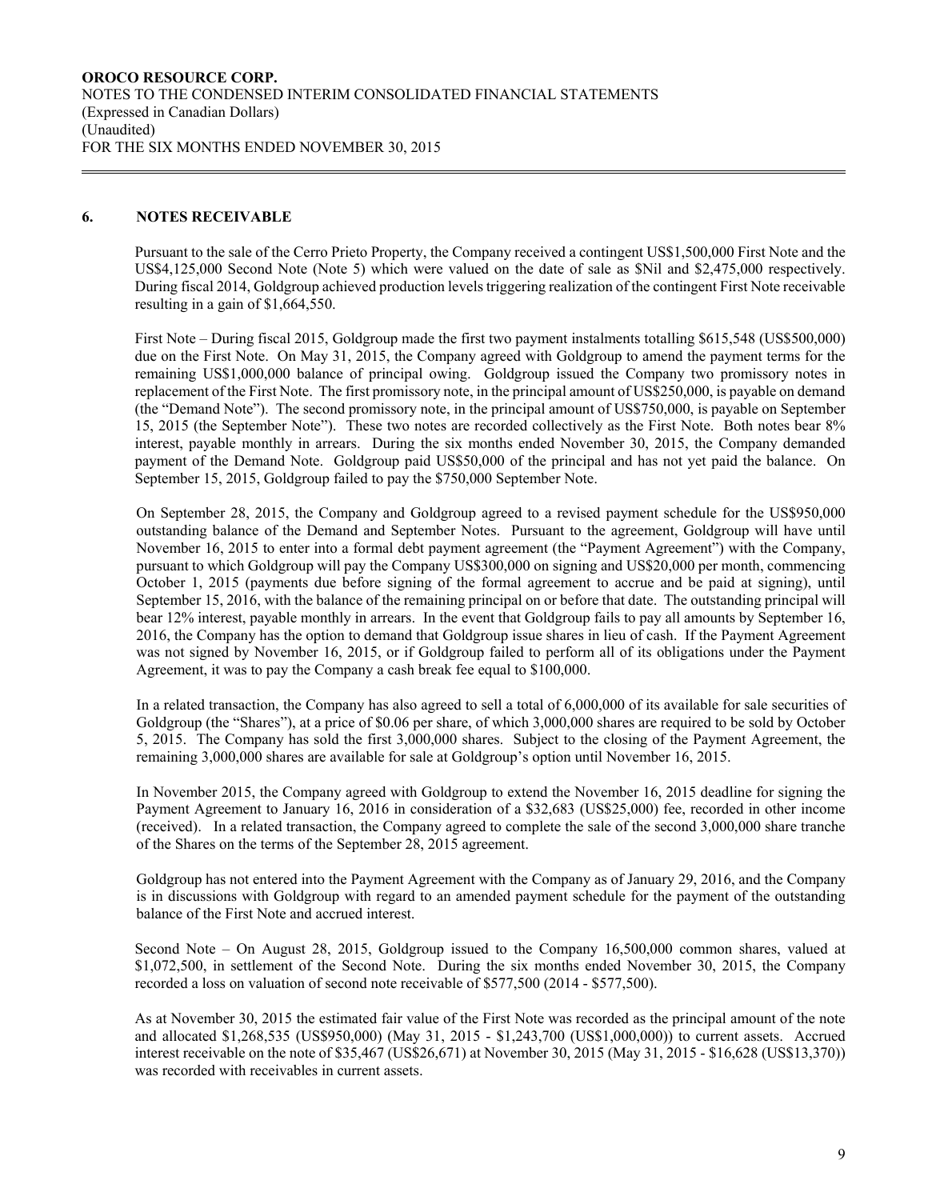## 6. NOTES RECEIVABLE

Pursuant to the sale of the Cerro Prieto Property, the Company received a contingent US$1,500,000 First Note and the US$4,125,000 Second Note (Note 5) which were valued on the date of sale as $Nil and $2,475,000 respectively. During fiscal 2014, Goldgroup achieved production levels triggering realization of the contingent First Note receivable resulting in a gain of $1,664,550.

First Note – During fiscal 2015, Goldgroup made the first two payment instalments totalling $615,548 (US$500,000) due on the First Note. On May 31, 2015, the Company agreed with Goldgroup to amend the payment terms for the remaining US$1,000,000 balance of principal owing. Goldgroup issued the Company two promissory notes in replacement of the First Note. The first promissory note, in the principal amount of US$250,000, is payable on demand (the "Demand Note"). The second promissory note, in the principal amount of US$750,000, is payable on September 15, 2015 (the September Note"). These two notes are recorded collectively as the First Note. Both notes bear 8% interest, payable monthly in arrears. During the six months ended November 30, 2015, the Company demanded payment of the Demand Note. Goldgroup paid US$50,000 of the principal and has not yet paid the balance. On September 15, 2015, Goldgroup failed to pay the $750,000 September Note.

On September 28, 2015, the Company and Goldgroup agreed to a revised payment schedule for the US$950,000 outstanding balance of the Demand and September Notes. Pursuant to the agreement, Goldgroup will have until November 16, 2015 to enter into a formal debt payment agreement (the "Payment Agreement") with the Company, pursuant to which Goldgroup will pay the Company US$300,000 on signing and US$20,000 per month, commencing October 1, 2015 (payments due before signing of the formal agreement to accrue and be paid at signing), until September 15, 2016, with the balance of the remaining principal on or before that date. The outstanding principal will bear 12% interest, payable monthly in arrears. In the event that Goldgroup fails to pay all amounts by September 16, 2016, the Company has the option to demand that Goldgroup issue shares in lieu of cash. If the Payment Agreement was not signed by November 16, 2015, or if Goldgroup failed to perform all of its obligations under the Payment Agreement, it was to pay the Company a cash break fee equal to $100,000.

In a related transaction, the Company has also agreed to sell a total of 6,000,000 of its available for sale securities of Goldgroup (the "Shares"), at a price of $0.06 per share, of which 3,000,000 shares are required to be sold by October 5, 2015. The Company has sold the first 3,000,000 shares. Subject to the closing of the Payment Agreement, the remaining 3,000,000 shares are available for sale at Goldgroup's option until November 16, 2015.

In November 2015, the Company agreed with Goldgroup to extend the November 16, 2015 deadline for signing the Payment Agreement to January 16, 2016 in consideration of a $32,683 (US$25,000) fee, recorded in other income (received). In a related transaction, the Company agreed to complete the sale of the second 3,000,000 share tranche of the Shares on the terms of the September 28, 2015 agreement.

Goldgroup has not entered into the Payment Agreement with the Company as of January 29, 2016, and the Company is in discussions with Goldgroup with regard to an amended payment schedule for the payment of the outstanding balance of the First Note and accrued interest.

Second Note – On August 28, 2015, Goldgroup issued to the Company 16,500,000 common shares, valued at $1,072,500, in settlement of the Second Note. During the six months ended November 30, 2015, the Company recorded a loss on valuation of second note receivable of $577,500 (2014 - $577,500).

As at November 30, 2015 the estimated fair value of the First Note was recorded as the principal amount of the note and allocated $1,268,535 (US$950,000) (May 31, 2015 - $1,243,700 (US$1,000,000)) to current assets. Accrued interest receivable on the note of $35,467 (US$26,671) at November 30, 2015 (May 31, 2015 - $16,628 (US$13,370)) was recorded with receivables in current assets.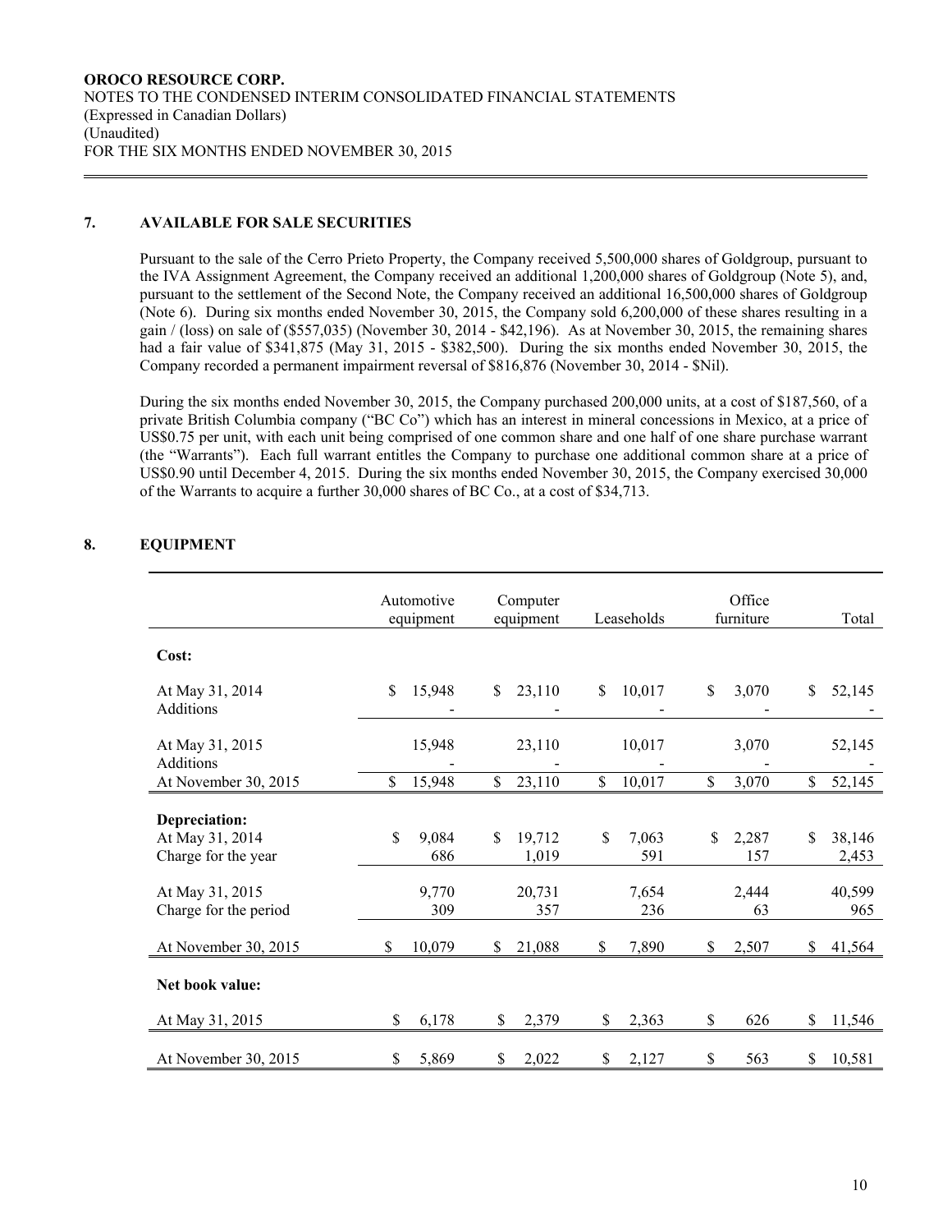## 7. AVAILABLE FOR SALE SECURITIES

Pursuant to the sale of the Cerro Prieto Property, the Company received 5,500,000 shares of Goldgroup, pursuant to the IVA Assignment Agreement, the Company received an additional 1,200,000 shares of Goldgroup (Note 5), and, pursuant to the settlement of the Second Note, the Company received an additional 16,500,000 shares of Goldgroup (Note 6). During six months ended November 30, 2015, the Company sold 6,200,000 of these shares resulting in a gain / (loss) on sale of ($557,035) (November 30, 2014 - $42,196). As at November 30, 2015, the remaining shares had a fair value of $341,875 (May 31, 2015 - $382,500). During the six months ended November 30, 2015, the Company recorded a permanent impairment reversal of $816,876 (November 30, 2014 - $Nil).

During the six months ended November 30, 2015, the Company purchased 200,000 units, at a cost of $187,560, of a private British Columbia company ("BC Co") which has an interest in mineral concessions in Mexico, at a price of US$0.75 per unit, with each unit being comprised of one common share and one half of one share purchase warrant (the "Warrants"). Each full warrant entitles the Company to purchase one additional common share at a price of US$0.90 until December 4, 2015. During the six months ended November 30, 2015, the Company exercised 30,000 of the Warrants to acquire a further 30,000 shares of BC Co., at a cost of $34,713.

## 8. EQUIPMENT

| | Automotive equipment | Computer equipment | Leaseholds | Office furniture | Total |
|---|---|---|---|---|---|
| **Cost:** | | | | | |
| At May 31, 2014 | $ 15,948 | $ 23,110 | $ 10,017 | $ 3,070 | $ 52,145 |
| Additions | - | - | - | - | - |
| At May 31, 2015 | 15,948 | 23,110 | 10,017 | 3,070 | 52,145 |
| Additions | - | - | - | - | - |
| At November 30, 2015 | $ 15,948 | $ 23,110 | $ 10,017 | $ 3,070 | $ 52,145 |
| **Depreciation:** | | | | | |
| At May 31, 2014 | $ 9,084 | $ 19,712 | $ 7,063 | $ 2,287 | $ 38,146 |
| Charge for the year | 686 | 1,019 | 591 | 157 | 2,453 |
| At May 31, 2015 | 9,770 | 20,731 | 7,654 | 2,444 | 40,599 |
| Charge for the period | 309 | 357 | 236 | 63 | 965 |
| At November 30, 2015 | $ 10,079 | $ 21,088 | $ 7,890 | $ 2,507 | $ 41,564 |
| **Net book value:** | | | | | |
| At May 31, 2015 | $ 6,178 | $ 2,379 | $ 2,363 | $ 626 | $ 11,546 |
| At November 30, 2015 | $ 5,869 | $ 2,022 | $ 2,127 | $ 563 | $ 10,581 |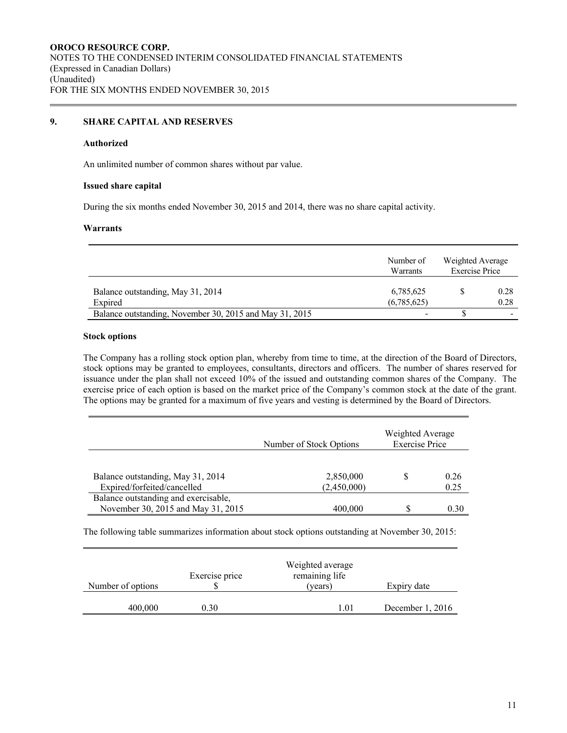## 9. SHARE CAPITAL AND RESERVES

### Authorized

An unlimited number of common shares without par value.

### Issued share capital

During the six months ended November 30, 2015 and 2014, there was no share capital activity.

### Warrants

| | Number of Warrants | Weighted Average Exercise Price | |
|---|---|---|---|
| Balance outstanding, May 31, 2014 | 6,785,625 | $ | 0.28 |
| Expired | (6,785,625) | | 0.28 |
| Balance outstanding, November 30, 2015 and May 31, 2015 | - | $ | - |

### Stock options

The Company has a rolling stock option plan, whereby from time to time, at the direction of the Board of Directors, stock options may be granted to employees, consultants, directors and officers. The number of shares reserved for issuance under the plan shall not exceed 10% of the issued and outstanding common shares of the Company. The exercise price of each option is based on the market price of the Company's common stock at the date of the grant. The options may be granted for a maximum of five years and vesting is determined by the Board of Directors.

| | Number of Stock Options | Weighted Average Exercise Price | |
|---|---|---|---|
| Balance outstanding, May 31, 2014 | 2,850,000 | $ | 0.26 |
| Expired/forfeited/cancelled | (2,450,000) | | 0.25 |
| Balance outstanding and exercisable, November 30, 2015 and May 31, 2015 | 400,000 | $ | 0.30 |

The following table summarizes information about stock options outstanding at November 30, 2015:

| Number of options | Exercise price $ | Weighted average remaining life (years) | Expiry date |
|---|---|---|---|
| 400,000 | 0.30 | 1.01 | December 1, 2016 |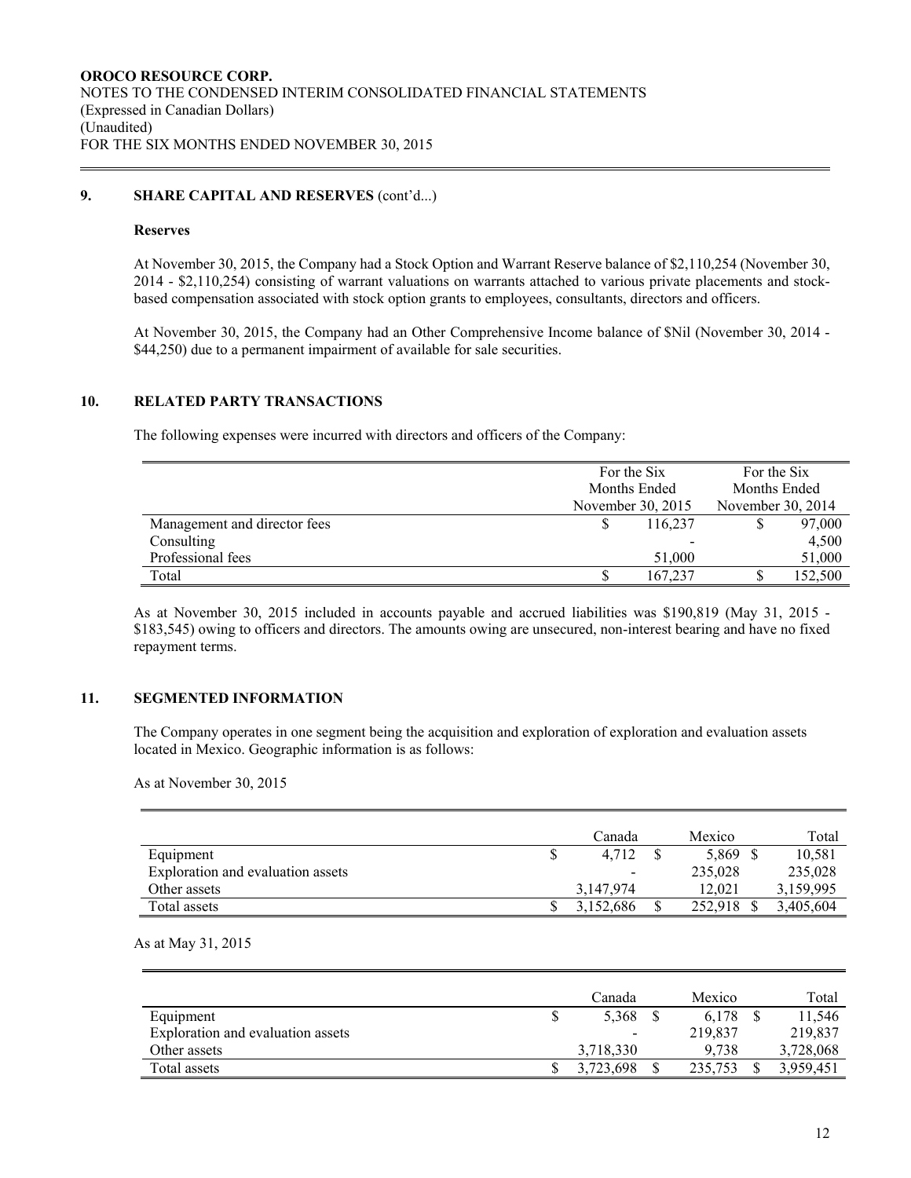## 9. SHARE CAPITAL AND RESERVES (cont'd...)

### Reserves

At November 30, 2015, the Company had a Stock Option and Warrant Reserve balance of $2,110,254 (November 30, 2014 - $2,110,254) consisting of warrant valuations on warrants attached to various private placements and stock-based compensation associated with stock option grants to employees, consultants, directors and officers.

At November 30, 2015, the Company had an Other Comprehensive Income balance of $Nil (November 30, 2014 - $44,250) due to a permanent impairment of available for sale securities.

## 10. RELATED PARTY TRANSACTIONS

The following expenses were incurred with directors and officers of the Company:

| | For the Six Months Ended November 30, 2015 | For the Six Months Ended November 30, 2014 |
|---|---|---|
| Management and director fees | $ 116,237 | $ 97,000 |
| Consulting | - | 4,500 |
| Professional fees | 51,000 | 51,000 |
| Total | $ 167,237 | $ 152,500 |

As at November 30, 2015 included in accounts payable and accrued liabilities was $190,819 (May 31, 2015 - $183,545) owing to officers and directors. The amounts owing are unsecured, non-interest bearing and have no fixed repayment terms.

## 11. SEGMENTED INFORMATION

The Company operates in one segment being the acquisition and exploration of exploration and evaluation assets located in Mexico. Geographic information is as follows:

As at November 30, 2015

| | Canada | Mexico | Total |
|---|---|---|---|
| Equipment | $ 4,712 | $ 5,869 | $ 10,581 |
| Exploration and evaluation assets | - | 235,028 | 235,028 |
| Other assets | 3,147,974 | 12,021 | 3,159,995 |
| Total assets | $ 3,152,686 | $ 252,918 | $ 3,405,604 |

As at May 31, 2015

| | Canada | Mexico | Total |
|---|---|---|---|
| Equipment | $ 5,368 | $ 6,178 | $ 11,546 |
| Exploration and evaluation assets | - | 219,837 | 219,837 |
| Other assets | 3,718,330 | 9,738 | 3,728,068 |
| Total assets | $ 3,723,698 | $ 235,753 | $ 3,959,451 |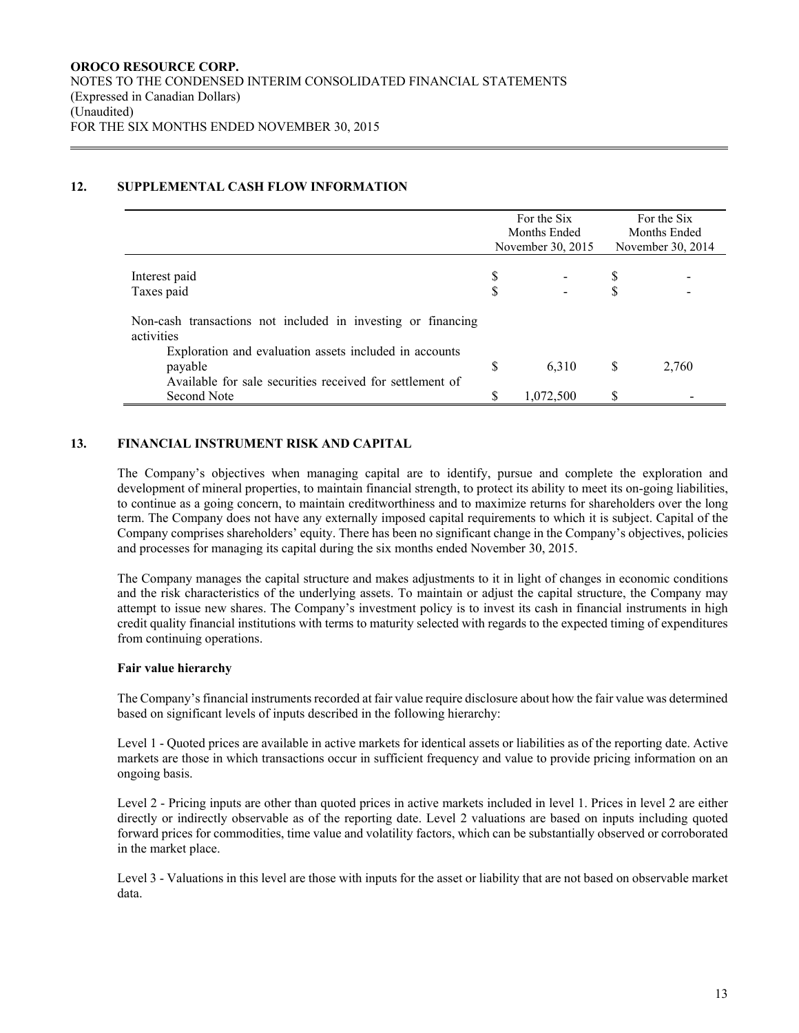## 12. SUPPLEMENTAL CASH FLOW INFORMATION

| | For the Six Months Ended November 30, 2015 | For the Six Months Ended November 30, 2014 |
|---|---|---|
| Interest paid | $ - | $ - |
| Taxes paid | $ - | $ - |
| Non-cash transactions not included in investing or financing activities | | |
| Exploration and evaluation assets included in accounts payable | $ 6,310 | $ 2,760 |
| Available for sale securities received for settlement of Second Note | $ 1,072,500 | $ - |

## 13. FINANCIAL INSTRUMENT RISK AND CAPITAL

The Company's objectives when managing capital are to identify, pursue and complete the exploration and development of mineral properties, to maintain financial strength, to protect its ability to meet its on-going liabilities, to continue as a going concern, to maintain creditworthiness and to maximize returns for shareholders over the long term. The Company does not have any externally imposed capital requirements to which it is subject. Capital of the Company comprises shareholders' equity. There has been no significant change in the Company's objectives, policies and processes for managing its capital during the six months ended November 30, 2015.

The Company manages the capital structure and makes adjustments to it in light of changes in economic conditions and the risk characteristics of the underlying assets. To maintain or adjust the capital structure, the Company may attempt to issue new shares. The Company's investment policy is to invest its cash in financial instruments in high credit quality financial institutions with terms to maturity selected with regards to the expected timing of expenditures from continuing operations.

**Fair value hierarchy**

The Company's financial instruments recorded at fair value require disclosure about how the fair value was determined based on significant levels of inputs described in the following hierarchy:

Level 1 - Quoted prices are available in active markets for identical assets or liabilities as of the reporting date. Active markets are those in which transactions occur in sufficient frequency and value to provide pricing information on an ongoing basis.

Level 2 - Pricing inputs are other than quoted prices in active markets included in level 1. Prices in level 2 are either directly or indirectly observable as of the reporting date. Level 2 valuations are based on inputs including quoted forward prices for commodities, time value and volatility factors, which can be substantially observed or corroborated in the market place.

Level 3 - Valuations in this level are those with inputs for the asset or liability that are not based on observable market data.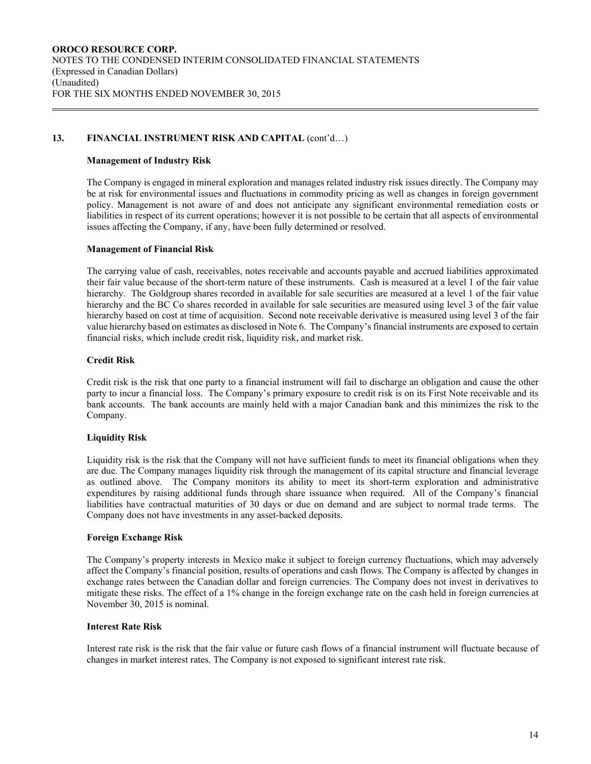## 13. FINANCIAL INSTRUMENT RISK AND CAPITAL (cont'd…)

### Management of Industry Risk

The Company is engaged in mineral exploration and manages related industry risk issues directly. The Company may be at risk for environmental issues and fluctuations in commodity pricing as well as changes in foreign government policy. Management is not aware of and does not anticipate any significant environmental remediation costs or liabilities in respect of its current operations; however it is not possible to be certain that all aspects of environmental issues affecting the Company, if any, have been fully determined or resolved.

### Management of Financial Risk

The carrying value of cash, receivables, notes receivable and accounts payable and accrued liabilities approximated their fair value because of the short-term nature of these instruments. Cash is measured at a level 1 of the fair value hierarchy. The Goldgroup shares recorded in available for sale securities are measured at a level 1 of the fair value hierarchy and the BC Co shares recorded in available for sale securities are measured using level 3 of the fair value hierarchy based on cost at time of acquisition. Second note receivable derivative is measured using level 3 of the fair value hierarchy based on estimates as disclosed in Note 6. The Company's financial instruments are exposed to certain financial risks, which include credit risk, liquidity risk, and market risk.

### Credit Risk

Credit risk is the risk that one party to a financial instrument will fail to discharge an obligation and cause the other party to incur a financial loss. The Company's primary exposure to credit risk is on its First Note receivable and its bank accounts. The bank accounts are mainly held with a major Canadian bank and this minimizes the risk to the Company.

### Liquidity Risk

Liquidity risk is the risk that the Company will not have sufficient funds to meet its financial obligations when they are due. The Company manages liquidity risk through the management of its capital structure and financial leverage as outlined above. The Company monitors its ability to meet its short-term exploration and administrative expenditures by raising additional funds through share issuance when required. All of the Company's financial liabilities have contractual maturities of 30 days or due on demand and are subject to normal trade terms. The Company does not have investments in any asset-backed deposits.

### Foreign Exchange Risk

The Company's property interests in Mexico make it subject to foreign currency fluctuations, which may adversely affect the Company's financial position, results of operations and cash flows. The Company is affected by changes in exchange rates between the Canadian dollar and foreign currencies. The Company does not invest in derivatives to mitigate these risks. The effect of a 1% change in the foreign exchange rate on the cash held in foreign currencies at November 30, 2015 is nominal.

### Interest Rate Risk

Interest rate risk is the risk that the fair value or future cash flows of a financial instrument will fluctuate because of changes in market interest rates. The Company is not exposed to significant interest rate risk.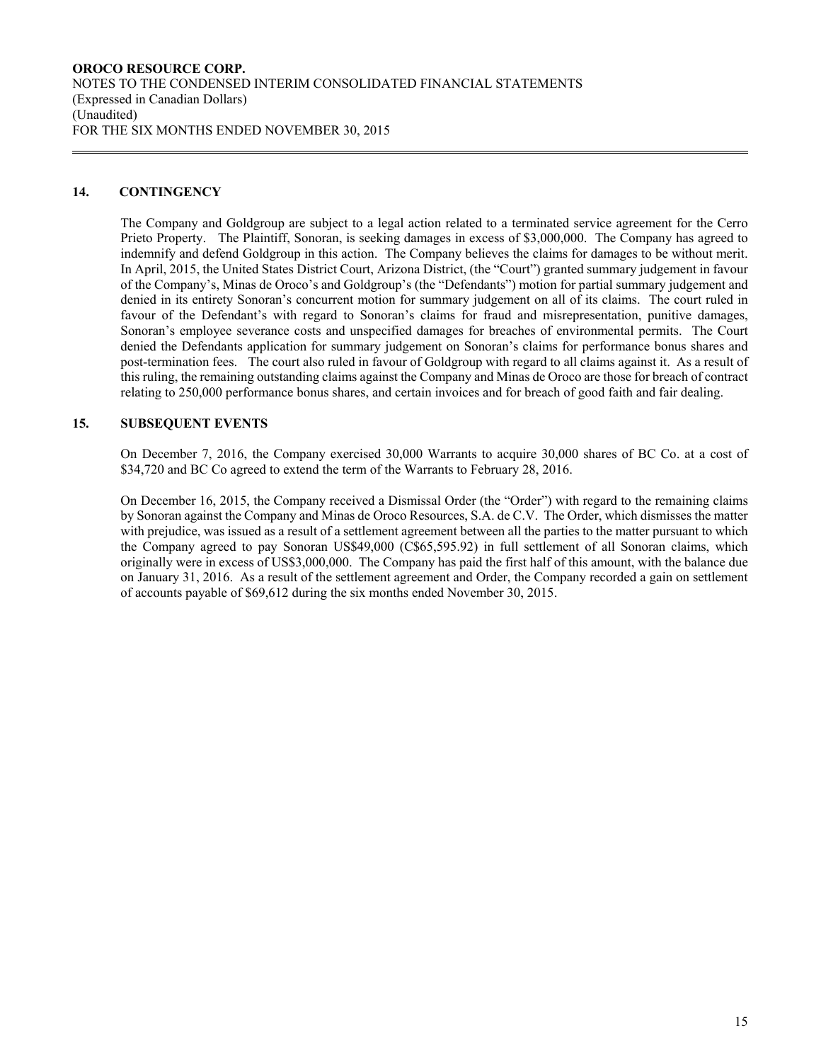## 14. CONTINGENCY

The Company and Goldgroup are subject to a legal action related to a terminated service agreement for the Cerro Prieto Property. The Plaintiff, Sonoran, is seeking damages in excess of $3,000,000. The Company has agreed to indemnify and defend Goldgroup in this action. The Company believes the claims for damages to be without merit. In April, 2015, the United States District Court, Arizona District, (the "Court") granted summary judgement in favour of the Company's, Minas de Oroco's and Goldgroup's (the "Defendants") motion for partial summary judgement and denied in its entirety Sonoran's concurrent motion for summary judgement on all of its claims. The court ruled in favour of the Defendant's with regard to Sonoran's claims for fraud and misrepresentation, punitive damages, Sonoran's employee severance costs and unspecified damages for breaches of environmental permits. The Court denied the Defendants application for summary judgement on Sonoran's claims for performance bonus shares and post-termination fees. The court also ruled in favour of Goldgroup with regard to all claims against it. As a result of this ruling, the remaining outstanding claims against the Company and Minas de Oroco are those for breach of contract relating to 250,000 performance bonus shares, and certain invoices and for breach of good faith and fair dealing.

## 15. SUBSEQUENT EVENTS

On December 7, 2016, the Company exercised 30,000 Warrants to acquire 30,000 shares of BC Co. at a cost of $34,720 and BC Co agreed to extend the term of the Warrants to February 28, 2016.

On December 16, 2015, the Company received a Dismissal Order (the "Order") with regard to the remaining claims by Sonoran against the Company and Minas de Oroco Resources, S.A. de C.V. The Order, which dismisses the matter with prejudice, was issued as a result of a settlement agreement between all the parties to the matter pursuant to which the Company agreed to pay Sonoran US$49,000 (C$65,595.92) in full settlement of all Sonoran claims, which originally were in excess of US$3,000,000. The Company has paid the first half of this amount, with the balance due on January 31, 2016. As a result of the settlement agreement and Order, the Company recorded a gain on settlement of accounts payable of $69,612 during the six months ended November 30, 2015.